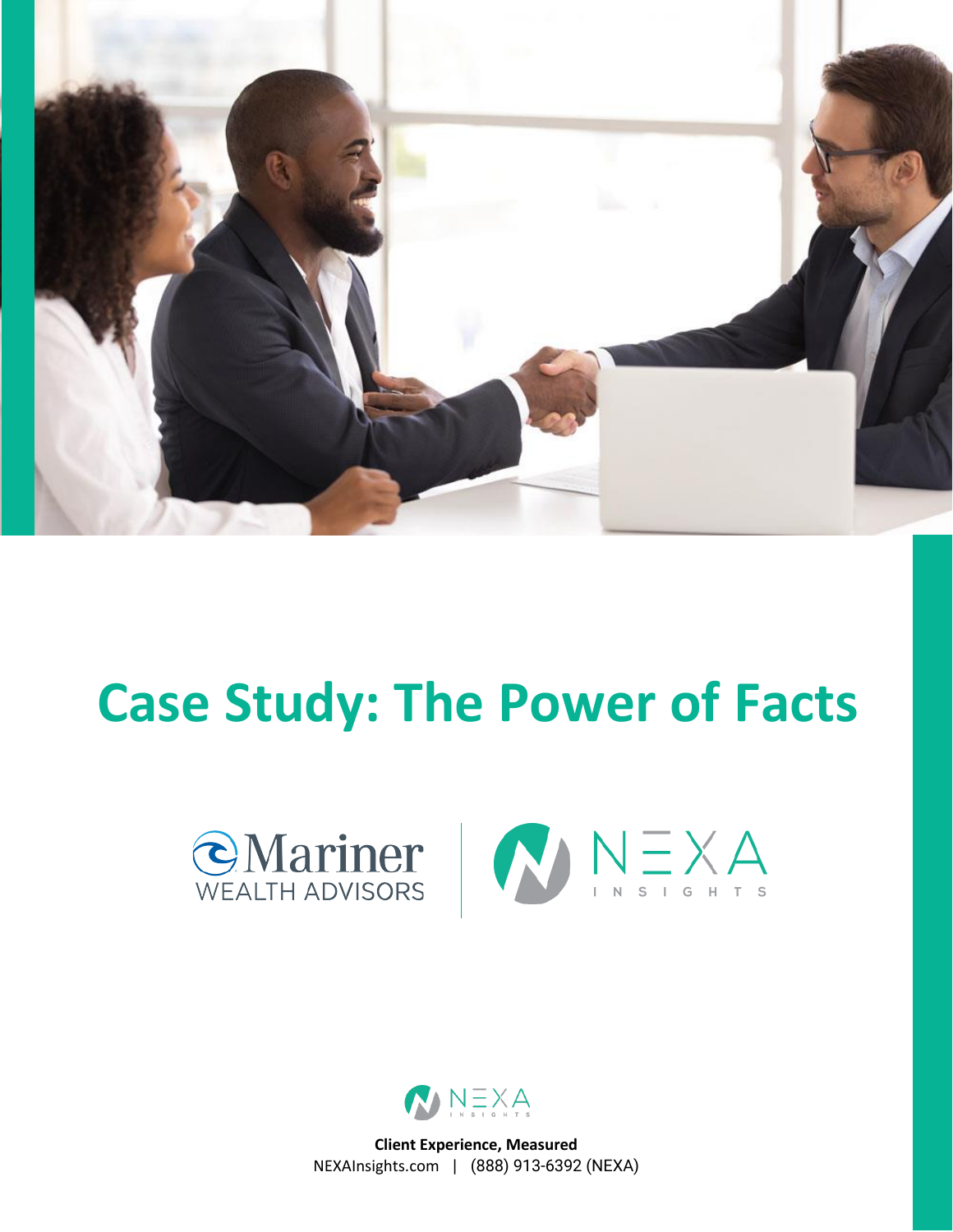# Case Study: The Power of Facts

Mariner WEALTH ADVISORS | NEXA INSIGHTS

NEXA INSIGHTS

**Client Experience, Measured**
NEXAInsights.com | (888) 913-6392 (NEXA)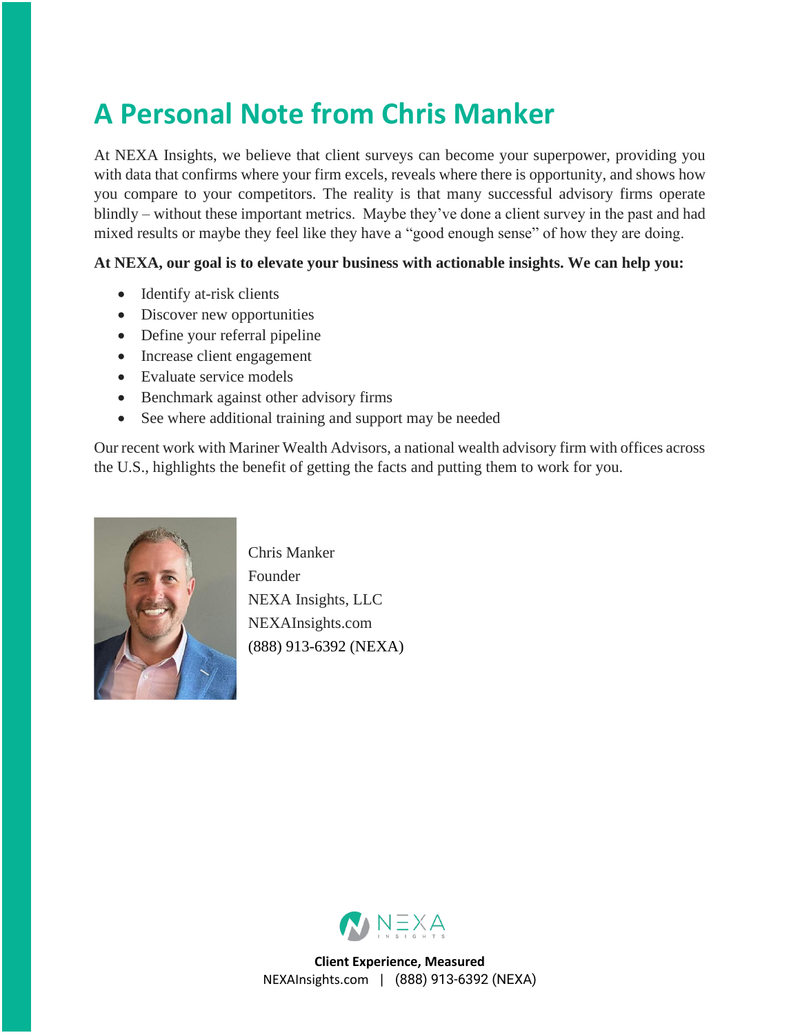# A Personal Note from Chris Manker

At NEXA Insights, we believe that client surveys can become your superpower, providing you with data that confirms where your firm excels, reveals where there is opportunity, and shows how you compare to your competitors. The reality is that many successful advisory firms operate blindly – without these important metrics. Maybe they've done a client survey in the past and had mixed results or maybe they feel like they have a "good enough sense" of how they are doing.

**At NEXA, our goal is to elevate your business with actionable insights. We can help you:**

- Identify at-risk clients
- Discover new opportunities
- Define your referral pipeline
- Increase client engagement
- Evaluate service models
- Benchmark against other advisory firms
- See where additional training and support may be needed

Our recent work with Mariner Wealth Advisors, a national wealth advisory firm with offices across the U.S., highlights the benefit of getting the facts and putting them to work for you.

Chris Manker
Founder
NEXA Insights, LLC
NEXAInsights.com
(888) 913-6392 (NEXA)

**Client Experience, Measured**
NEXAInsights.com | (888) 913-6392 (NEXA)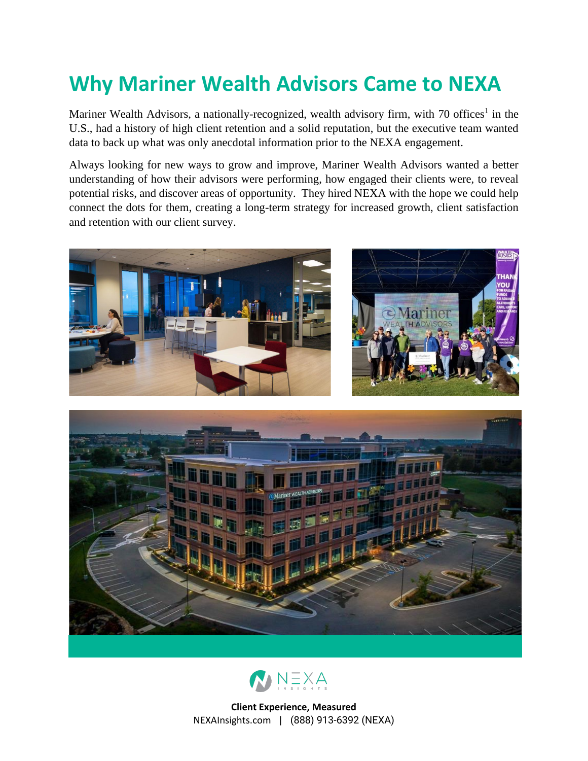# Why Mariner Wealth Advisors Came to NEXA

Mariner Wealth Advisors, a nationally-recognized, wealth advisory firm, with 70 offices[1] in the U.S., had a history of high client retention and a solid reputation, but the executive team wanted data to back up what was only anecdotal information prior to the NEXA engagement.

Always looking for new ways to grow and improve, Mariner Wealth Advisors wanted a better understanding of how their advisors were performing, how engaged their clients were, to reveal potential risks, and discover areas of opportunity. They hired NEXA with the hope we could help connect the dots for them, creating a long-term strategy for increased growth, client satisfaction and retention with our client survey.

**Client Experience, Measured**

NEXAInsights.com | (888) 913-6392 (NEXA)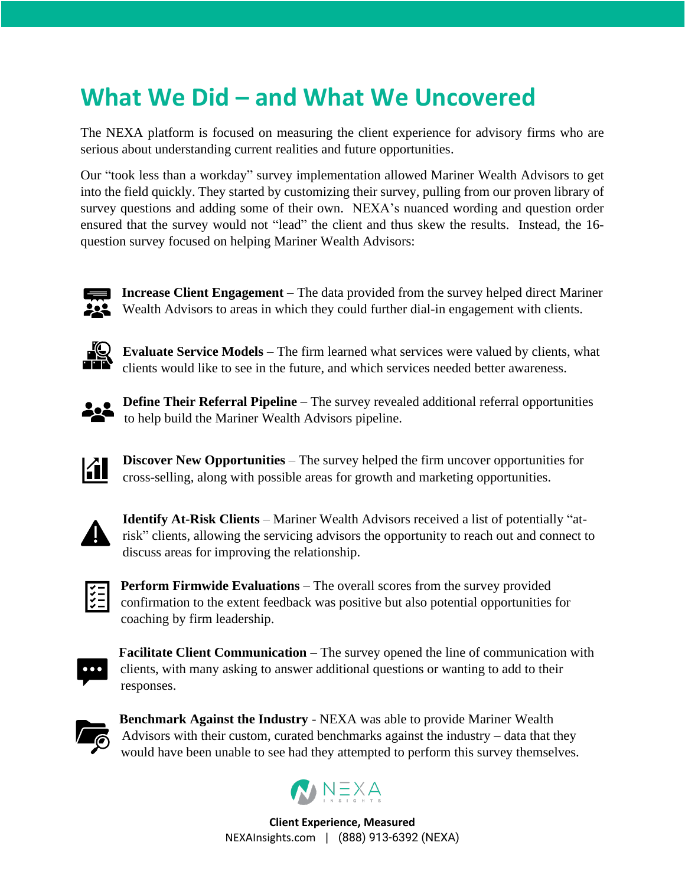# What We Did – and What We Uncovered

The NEXA platform is focused on measuring the client experience for advisory firms who are serious about understanding current realities and future opportunities.

Our "took less than a workday" survey implementation allowed Mariner Wealth Advisors to get into the field quickly. They started by customizing their survey, pulling from our proven library of survey questions and adding some of their own. NEXA's nuanced wording and question order ensured that the survey would not "lead" the client and thus skew the results. Instead, the 16-question survey focused on helping Mariner Wealth Advisors:

- **Increase Client Engagement** – The data provided from the survey helped direct Mariner Wealth Advisors to areas in which they could further dial-in engagement with clients.
- **Evaluate Service Models** – The firm learned what services were valued by clients, what clients would like to see in the future, and which services needed better awareness.
- **Define Their Referral Pipeline** – The survey revealed additional referral opportunities to help build the Mariner Wealth Advisors pipeline.
- **Discover New Opportunities** – The survey helped the firm uncover opportunities for cross-selling, along with possible areas for growth and marketing opportunities.
- **Identify At-Risk Clients** – Mariner Wealth Advisors received a list of potentially "at-risk" clients, allowing the servicing advisors the opportunity to reach out and connect to discuss areas for improving the relationship.
- **Perform Firmwide Evaluations** – The overall scores from the survey provided confirmation to the extent feedback was positive but also potential opportunities for coaching by firm leadership.
- **Facilitate Client Communication** – The survey opened the line of communication with clients, with many asking to answer additional questions or wanting to add to their responses.
- **Benchmark Against the Industry** - NEXA was able to provide Mariner Wealth Advisors with their custom, curated benchmarks against the industry – data that they would have been unable to see had they attempted to perform this survey themselves.

NEXA INSIGHTS

**Client Experience, Measured**

NEXAInsights.com | (888) 913-6392 (NEXA)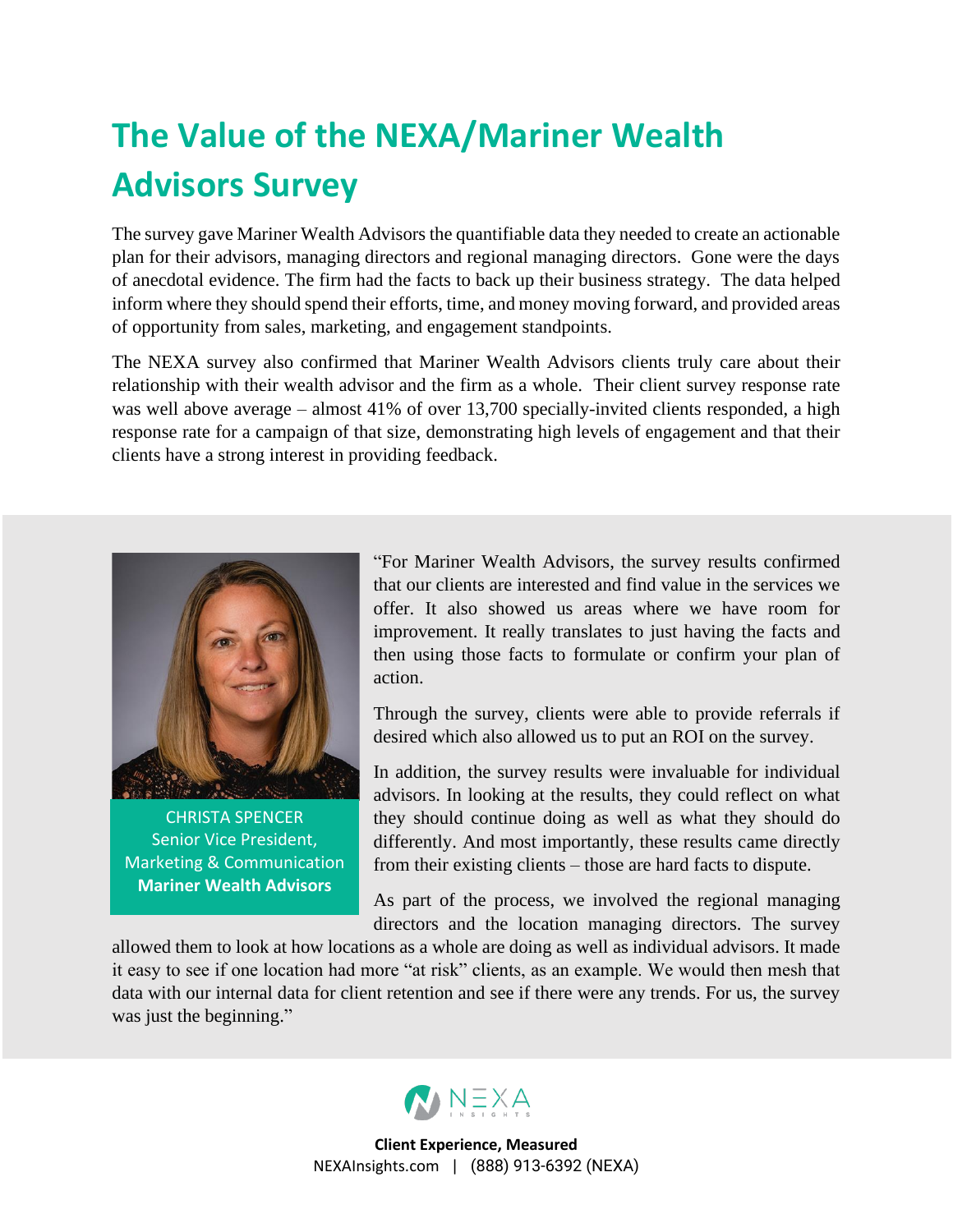# The Value of the NEXA/Mariner Wealth Advisors Survey

The survey gave Mariner Wealth Advisors the quantifiable data they needed to create an actionable plan for their advisors, managing directors and regional managing directors. Gone were the days of anecdotal evidence. The firm had the facts to back up their business strategy. The data helped inform where they should spend their efforts, time, and money moving forward, and provided areas of opportunity from sales, marketing, and engagement standpoints.

The NEXA survey also confirmed that Mariner Wealth Advisors clients truly care about their relationship with their wealth advisor and the firm as a whole. Their client survey response rate was well above average – almost 41% of over 13,700 specially-invited clients responded, a high response rate for a campaign of that size, demonstrating high levels of engagement and that their clients have a strong interest in providing feedback.

CHRISTA SPENCER
Senior Vice President,
Marketing & Communication
**Mariner Wealth Advisors**

"For Mariner Wealth Advisors, the survey results confirmed that our clients are interested and find value in the services we offer. It also showed us areas where we have room for improvement. It really translates to just having the facts and then using those facts to formulate or confirm your plan of action.

Through the survey, clients were able to provide referrals if desired which also allowed us to put an ROI on the survey.

In addition, the survey results were invaluable for individual advisors. In looking at the results, they could reflect on what they should continue doing as well as what they should do differently. And most importantly, these results came directly from their existing clients – those are hard facts to dispute.

As part of the process, we involved the regional managing directors and the location managing directors. The survey allowed them to look at how locations as a whole are doing as well as individual advisors. It made it easy to see if one location had more "at risk" clients, as an example. We would then mesh that data with our internal data for client retention and see if there were any trends. For us, the survey was just the beginning."

**Client Experience, Measured**
NEXAInsights.com | (888) 913-6392 (NEXA)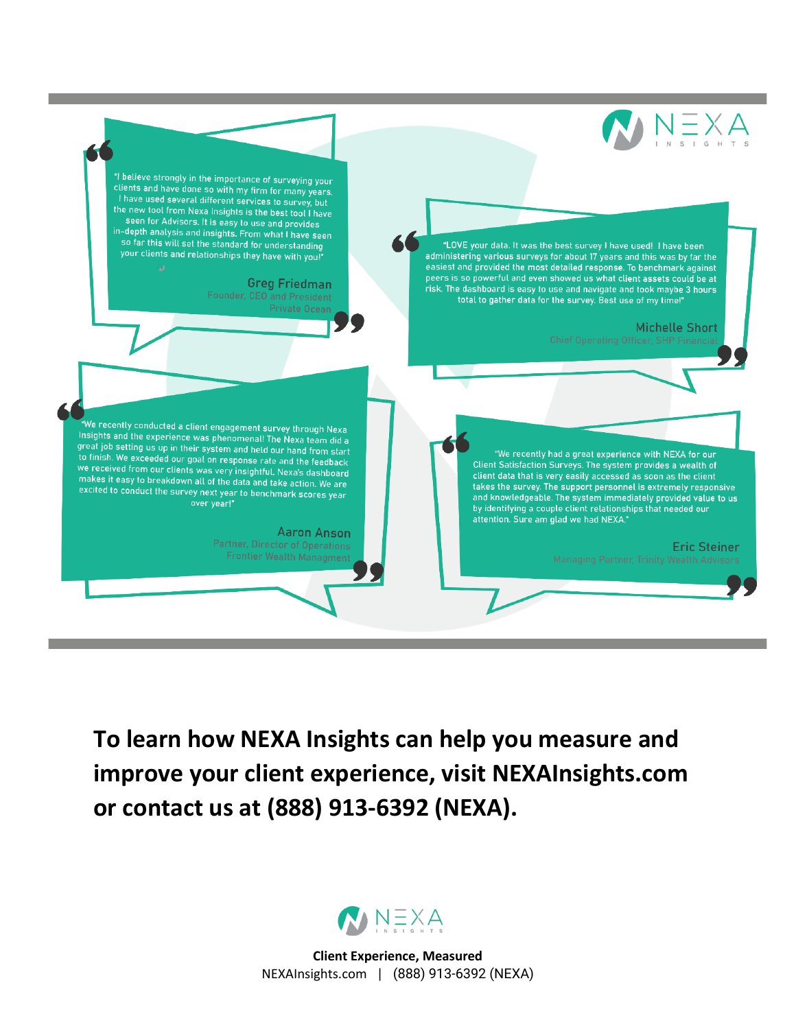NEXA INSIGHTS

"I believe strongly in the importance of surveying your clients and have done so with my firm for many years. I have used several different services to survey, but the new tool from Nexa Insights is the best tool I have seen for Advisors. It is easy to use and provides in-depth analysis and insights. From what I have seen so far this will set the standard for understanding your clients and relationships they have with you!"

**Greg Friedman**
Founder, CEO and President
Private Ocean

"LOVE your data. It was the best survey I have used! I have been administering various surveys for about 17 years and this was by far the easiest and provided the most detailed response. To benchmark against peers is so powerful and even showed us what client assets could be at risk. The dashboard is easy to use and navigate and took maybe 3 hours total to gather data for the survey. Best use of my time!"

**Michelle Short**
Chief Operating Officer, SHP Financial

"We recently conducted a client engagement survey through Nexa Insights and the experience was phenomenal! The Nexa team did a great job setting us up in their system and held our hand from start to finish. We exceeded our goal on response rate and the feedback we received from our clients was very insightful. Nexa's dashboard makes it easy to breakdown all of the data and take action. We are excited to conduct the survey next year to benchmark scores year over year!"

**Aaron Anson**
Partner, Director of Operations
Frontier Wealth Managment

"We recently had a great experience with NEXA for our Client Satisfaction Surveys. The system provides a wealth of client data that is very easily accessed as soon as the client takes the survey. The support personnel is extremely responsive and knowledgeable. The system immediately provided value to us by identifying a couple client relationships that needed our attention. Sure am glad we had NEXA."

**Eric Steiner**
Managing Partner, Trinity Wealth Advisors

## To learn how NEXA Insights can help you measure and improve your client experience, visit NEXAInsights.com or contact us at (888) 913-6392 (NEXA).

NEXA INSIGHTS

**Client Experience, Measured**
NEXAInsights.com | (888) 913-6392 (NEXA)